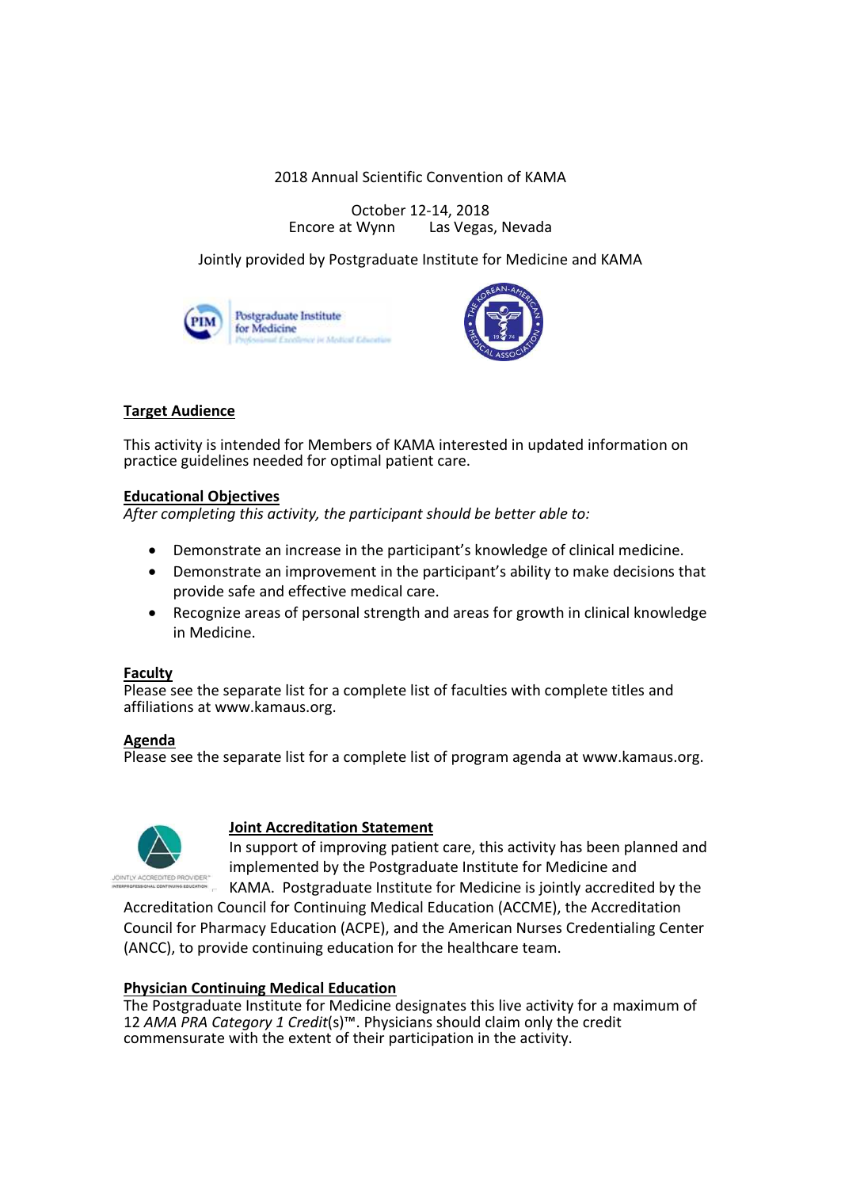2018 Annual Scientific Convention of KAMA

October 12-14, 2018
Encore at Wynn Las Vegas, Nevada

Jointly provided by Postgraduate Institute for Medicine and KAMA

## Target Audience

This activity is intended for Members of KAMA interested in updated information on practice guidelines needed for optimal patient care.

## Educational Objectives

*After completing this activity, the participant should be better able to:*

- Demonstrate an increase in the participant's knowledge of clinical medicine.
- Demonstrate an improvement in the participant's ability to make decisions that provide safe and effective medical care.
- Recognize areas of personal strength and areas for growth in clinical knowledge in Medicine.

## Faculty

Please see the separate list for a complete list of faculties with complete titles and affiliations at www.kamaus.org.

## Agenda

Please see the separate list for a complete list of program agenda at www.kamaus.org.

## Joint Accreditation Statement

In support of improving patient care, this activity has been planned and implemented by the Postgraduate Institute for Medicine and KAMA. Postgraduate Institute for Medicine is jointly accredited by the Accreditation Council for Continuing Medical Education (ACCME), the Accreditation Council for Pharmacy Education (ACPE), and the American Nurses Credentialing Center (ANCC), to provide continuing education for the healthcare team.

## Physician Continuing Medical Education

The Postgraduate Institute for Medicine designates this live activity for a maximum of 12 *AMA PRA Category 1 Credit*(s)™. Physicians should claim only the credit commensurate with the extent of their participation in the activity.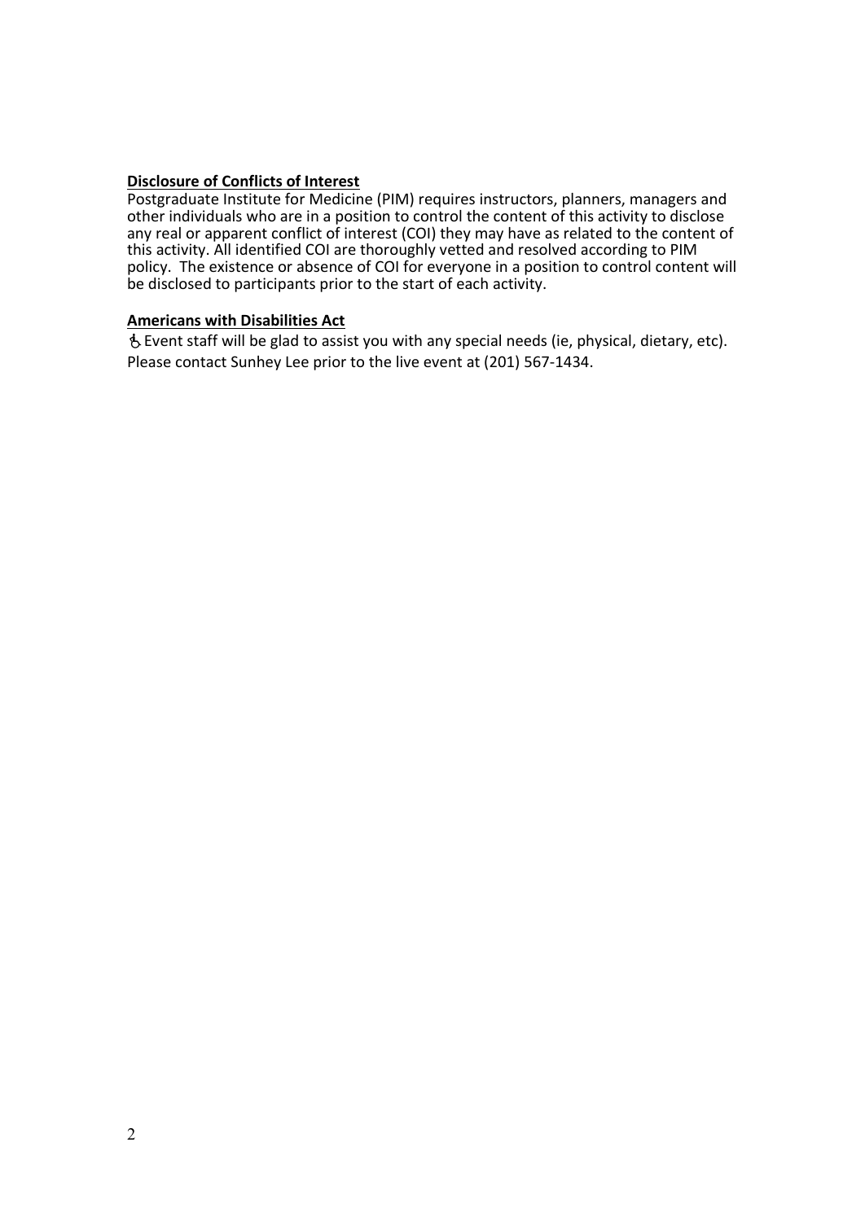**Disclosure of Conflicts of Interest**

Postgraduate Institute for Medicine (PIM) requires instructors, planners, managers and other individuals who are in a position to control the content of this activity to disclose any real or apparent conflict of interest (COI) they may have as related to the content of this activity. All identified COI are thoroughly vetted and resolved according to PIM policy. The existence or absence of COI for everyone in a position to control content will be disclosed to participants prior to the start of each activity.

**Americans with Disabilities Act**

♿ Event staff will be glad to assist you with any special needs (ie, physical, dietary, etc). Please contact Sunhey Lee prior to the live event at (201) 567-1434.